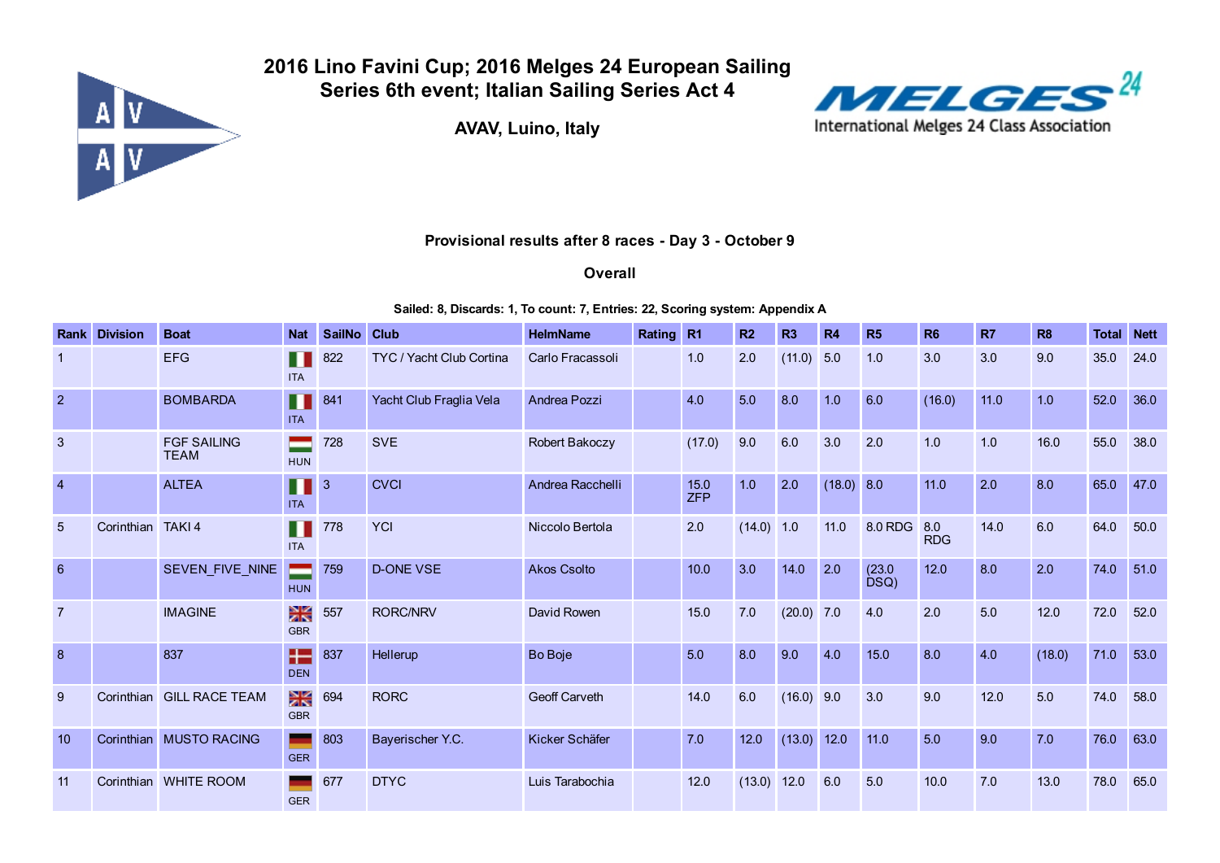# 2016 Lino Favini Cup; 2016 Melges 24 European Sailing Series 6th event; Italian Sailing Series Act 4

## AVAV, Luino, Italy

**Provisional results after 8 races - Day 3 - October 9**

**Overall**

**Sailed: 8, Discards: 1, To count: 7, Entries: 22, Scoring system: Appendix A**

| Rank | Division | Boat | Nat | SailNo | Club | HelmName | Rating | R1 | R2 | R3 | R4 | R5 | R6 | R7 | R8 | Total | Nett |
|---|---|---|---|---|---|---|---|---|---|---|---|---|---|---|---|---|---|
| 1 | | EFG | ITA | 822 | TYC / Yacht Club Cortina | Carlo Fracassoli | | 1.0 | 2.0 | (11.0) | 5.0 | 1.0 | 3.0 | 3.0 | 9.0 | 35.0 | 24.0 |
| 2 | | BOMBARDA | ITA | 841 | Yacht Club Fraglia Vela | Andrea Pozzi | | 4.0 | 5.0 | 8.0 | 1.0 | 6.0 | (16.0) | 11.0 | 1.0 | 52.0 | 36.0 |
| 3 | | FGF SAILING TEAM | HUN | 728 | SVE | Robert Bakoczy | | (17.0) | 9.0 | 6.0 | 3.0 | 2.0 | 1.0 | 1.0 | 16.0 | 55.0 | 38.0 |
| 4 | | ALTEA | ITA | 3 | CVCI | Andrea Racchelli | | 15.0 ZFP | 1.0 | 2.0 | (18.0) | 8.0 | 11.0 | 2.0 | 8.0 | 65.0 | 47.0 |
| 5 | Corinthian | TAKI 4 | ITA | 778 | YCI | Niccolo Bertola | | 2.0 | (14.0) | 1.0 | 11.0 | 8.0 RDG | 8.0 RDG | 14.0 | 6.0 | 64.0 | 50.0 |
| 6 | | SEVEN_FIVE_NINE | HUN | 759 | D-ONE VSE | Akos Csolto | | 10.0 | 3.0 | 14.0 | 2.0 | (23.0 DSQ) | 12.0 | 8.0 | 2.0 | 74.0 | 51.0 |
| 7 | | IMAGINE | GBR | 557 | RORC/NRV | David Rowen | | 15.0 | 7.0 | (20.0) | 7.0 | 4.0 | 2.0 | 5.0 | 12.0 | 72.0 | 52.0 |
| 8 | | 837 | DEN | 837 | Hellerup | Bo Boje | | 5.0 | 8.0 | 9.0 | 4.0 | 15.0 | 8.0 | 4.0 | (18.0) | 71.0 | 53.0 |
| 9 | Corinthian | GILL RACE TEAM | GBR | 694 | RORC | Geoff Carveth | | 14.0 | 6.0 | (16.0) | 9.0 | 3.0 | 9.0 | 12.0 | 5.0 | 74.0 | 58.0 |
| 10 | Corinthian | MUSTO RACING | GER | 803 | Bayerischer Y.C. | Kicker Schäfer | | 7.0 | 12.0 | (13.0) | 12.0 | 11.0 | 5.0 | 9.0 | 7.0 | 76.0 | 63.0 |
| 11 | Corinthian | WHITE ROOM | GER | 677 | DTYC | Luis Tarabochia | | 12.0 | (13.0) | 12.0 | 6.0 | 5.0 | 10.0 | 7.0 | 13.0 | 78.0 | 65.0 |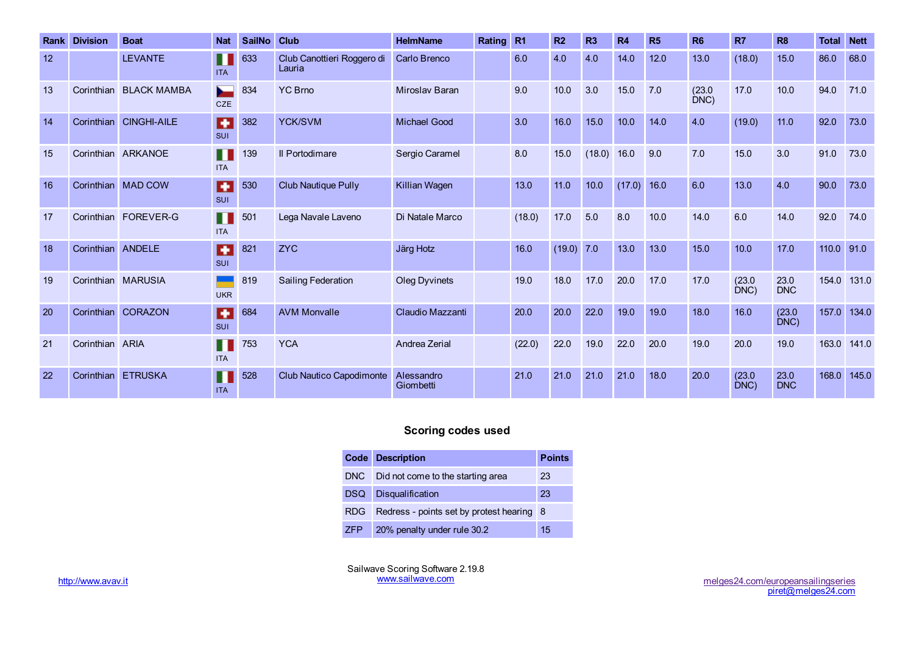| Rank | Division | Boat | Nat | SailNo | Club | HelmName | Rating | R1 | R2 | R3 | R4 | R5 | R6 | R7 | R8 | Total | Nett |
|---|---|---|---|---|---|---|---|---|---|---|---|---|---|---|---|---|---|
| 12 | | LEVANTE | ITA | 633 | Club Canottieri Roggero di Lauria | Carlo Brenco | | 6.0 | 4.0 | 4.0 | 14.0 | 12.0 | 13.0 | (18.0) | 15.0 | 86.0 | 68.0 |
| 13 | Corinthian | BLACK MAMBA | CZE | 834 | YC Brno | Miroslav Baran | | 9.0 | 10.0 | 3.0 | 15.0 | 7.0 | (23.0 DNC) | 17.0 | 10.0 | 94.0 | 71.0 |
| 14 | Corinthian | CINGHI-AILE | SUI | 382 | YCK/SVM | Michael Good | | 3.0 | 16.0 | 15.0 | 10.0 | 14.0 | 4.0 | (19.0) | 11.0 | 92.0 | 73.0 |
| 15 | Corinthian | ARKANOE | ITA | 139 | Il Portodimare | Sergio Caramel | | 8.0 | 15.0 | (18.0) | 16.0 | 9.0 | 7.0 | 15.0 | 3.0 | 91.0 | 73.0 |
| 16 | Corinthian | MAD COW | SUI | 530 | Club Nautique Pully | Killian Wagen | | 13.0 | 11.0 | 10.0 | (17.0) | 16.0 | 6.0 | 13.0 | 4.0 | 90.0 | 73.0 |
| 17 | Corinthian | FOREVER-G | ITA | 501 | Lega Navale Laveno | Di Natale Marco | | (18.0) | 17.0 | 5.0 | 8.0 | 10.0 | 14.0 | 6.0 | 14.0 | 92.0 | 74.0 |
| 18 | Corinthian | ANDELE | SUI | 821 | ZYC | Järg Hotz | | 16.0 | (19.0) | 7.0 | 13.0 | 13.0 | 15.0 | 10.0 | 17.0 | 110.0 | 91.0 |
| 19 | Corinthian | MARUSIA | UKR | 819 | Sailing Federation | Oleg Dyvinets | | 19.0 | 18.0 | 17.0 | 20.0 | 17.0 | 17.0 | (23.0 DNC) | 23.0 DNC | 154.0 | 131.0 |
| 20 | Corinthian | CORAZON | SUI | 684 | AVM Monvalle | Claudio Mazzanti | | 20.0 | 20.0 | 22.0 | 19.0 | 19.0 | 18.0 | 16.0 | (23.0 DNC) | 157.0 | 134.0 |
| 21 | Corinthian | ARIA | ITA | 753 | YCA | Andrea Zerial | | (22.0) | 22.0 | 19.0 | 22.0 | 20.0 | 19.0 | 20.0 | 19.0 | 163.0 | 141.0 |
| 22 | Corinthian | ETRUSKA | ITA | 528 | Club Nautico Capodimonte | Alessandro Giombetti | | 21.0 | 21.0 | 21.0 | 21.0 | 18.0 | 20.0 | (23.0 DNC) | 23.0 DNC | 168.0 | 145.0 |

### Scoring codes used

| Code | Description | Points |
|---|---|---|
| DNC | Did not come to the starting area | 23 |
| DSQ | Disqualification | 23 |
| RDG | Redress - points set by protest hearing | 8 |
| ZFP | 20% penalty under rule 30.2 | 15 |

Sailwave Scoring Software 2.19.8
www.sailwave.com

http://www.avav.it

melges24.com/europeansailingseries
piret@melges24.com